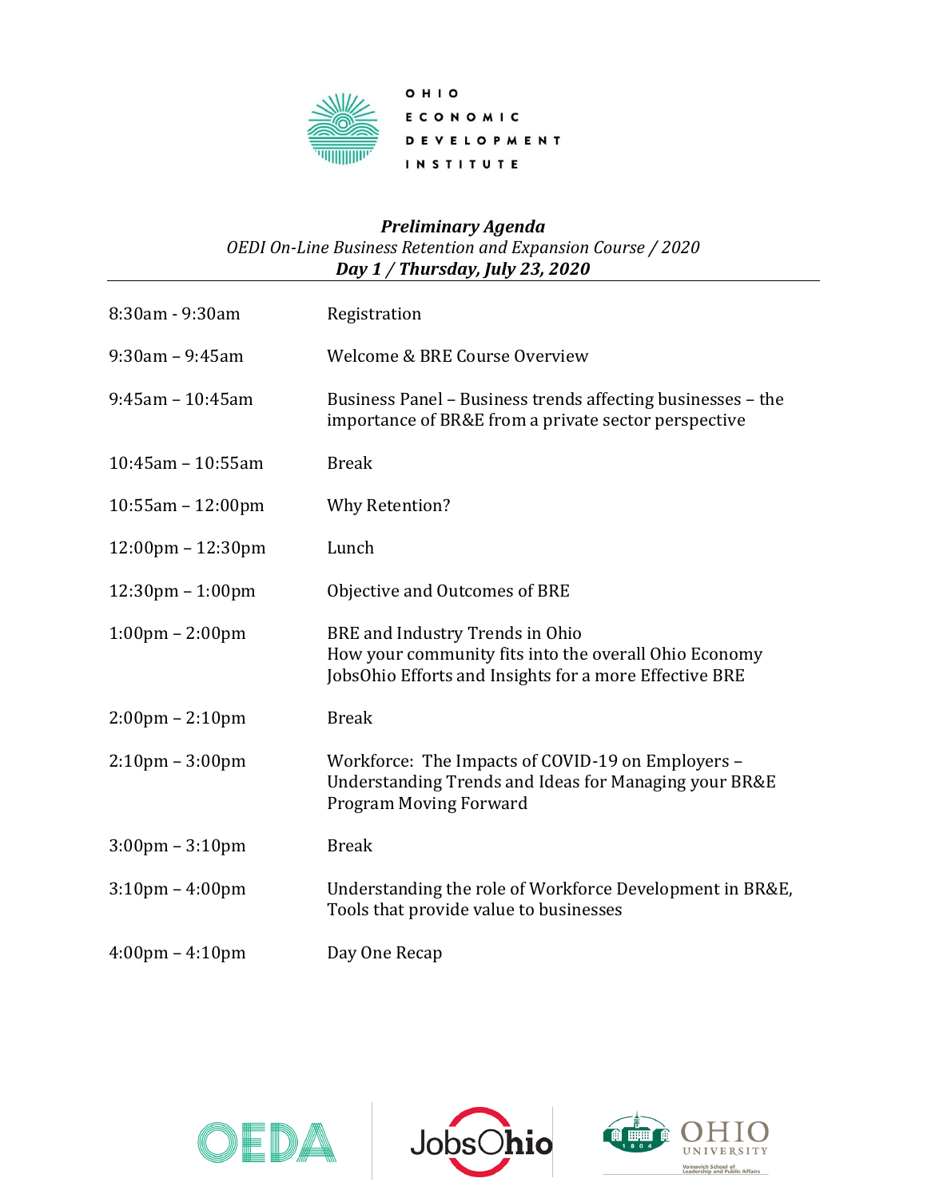OHIO ECONOMIC DEVELOPMENT INSTITUTE

***Preliminary Agenda***

*OEDI On-Line Business Retention and Expansion Course / 2020*

***Day 1 / Thursday, July 23, 2020***

| | |
|---|---|
| 8:30am - 9:30am | Registration |
| 9:30am – 9:45am | Welcome & BRE Course Overview |
| 9:45am – 10:45am | Business Panel – Business trends affecting businesses – the importance of BR&E from a private sector perspective |
| 10:45am – 10:55am | Break |
| 10:55am – 12:00pm | Why Retention? |
| 12:00pm – 12:30pm | Lunch |
| 12:30pm – 1:00pm | Objective and Outcomes of BRE |
| 1:00pm – 2:00pm | BRE and Industry Trends in Ohio<br>How your community fits into the overall Ohio Economy<br>JobsOhio Efforts and Insights for a more Effective BRE |
| 2:00pm – 2:10pm | Break |
| 2:10pm – 3:00pm | Workforce: The Impacts of COVID-19 on Employers – Understanding Trends and Ideas for Managing your BR&E Program Moving Forward |
| 3:00pm – 3:10pm | Break |
| 3:10pm – 4:00pm | Understanding the role of Workforce Development in BR&E, Tools that provide value to businesses |
| 4:00pm – 4:10pm | Day One Recap |

OEDA | JobsOhio | OHIO UNIVERSITY Voinovich School of Leadership and Public Affairs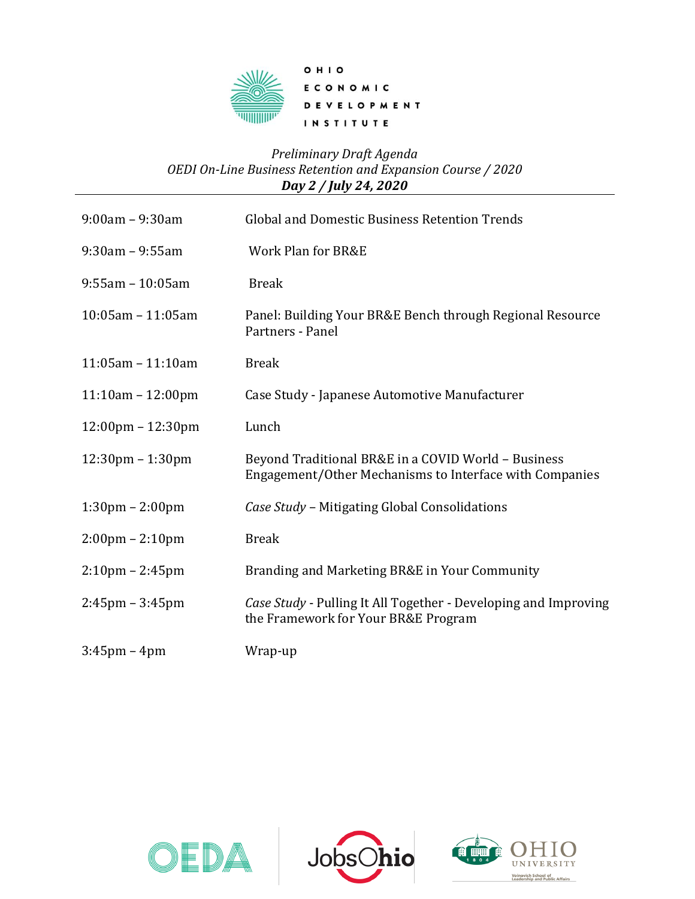OHIO ECONOMIC DEVELOPMENT INSTITUTE

*Preliminary Draft Agenda*
*OEDI On-Line Business Retention and Expansion Course / 2020*
***Day 2 / July 24, 2020***

| | |
|---|---|
| 9:00am – 9:30am | Global and Domestic Business Retention Trends |
| 9:30am – 9:55am | Work Plan for BR&E |
| 9:55am – 10:05am | Break |
| 10:05am – 11:05am | Panel: Building Your BR&E Bench through Regional Resource Partners - Panel |
| 11:05am – 11:10am | Break |
| 11:10am – 12:00pm | Case Study - Japanese Automotive Manufacturer |
| 12:00pm – 12:30pm | Lunch |
| 12:30pm – 1:30pm | Beyond Traditional BR&E in a COVID World – Business Engagement/Other Mechanisms to Interface with Companies |
| 1:30pm – 2:00pm | *Case Study* – Mitigating Global Consolidations |
| 2:00pm – 2:10pm | Break |
| 2:10pm – 2:45pm | Branding and Marketing BR&E in Your Community |
| 2:45pm – 3:45pm | *Case Study* - Pulling It All Together - Developing and Improving the Framework for Your BR&E Program |
| 3:45pm – 4pm | Wrap-up |

OEDA | JobsOhio | OHIO UNIVERSITY Voinovich School of Leadership and Public Affairs